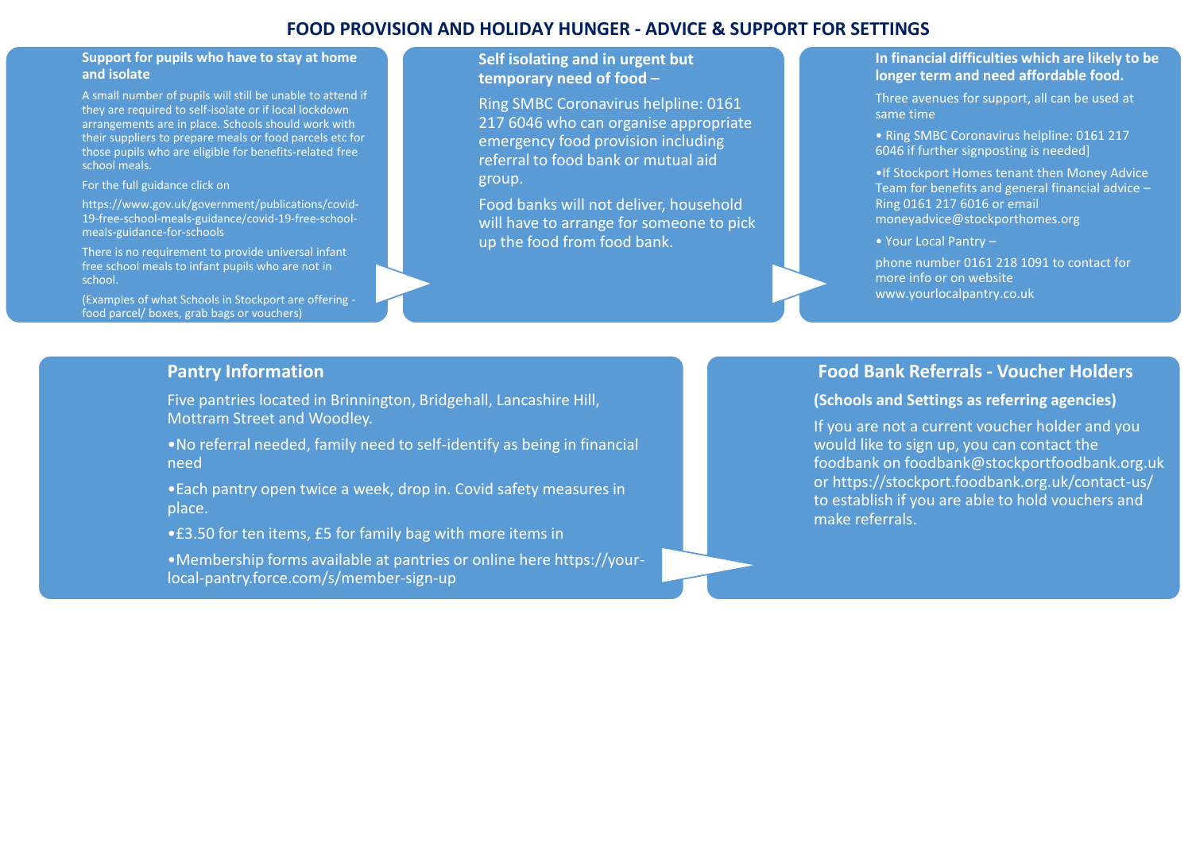# FOOD PROVISION AND HOLIDAY HUNGER - ADVICE & SUPPORT FOR SETTINGS

## Support for pupils who have to stay at home and isolate

A small number of pupils will still be unable to attend if they are required to self-isolate or if local lockdown arrangements are in place. Schools should work with their suppliers to prepare meals or food parcels etc for those pupils who are eligible for benefits-related free school meals.

For the full guidance click on

https://www.gov.uk/government/publications/covid-19-free-school-meals-guidance/covid-19-free-school-meals-guidance-for-schools

There is no requirement to provide universal infant free school meals to infant pupils who are not in school.

(Examples of what Schools in Stockport are offering - food parcel/ boxes, grab bags or vouchers)

## Self isolating and in urgent but temporary need of food –

Ring SMBC Coronavirus helpline: 0161 217 6046 who can organise appropriate emergency food provision including referral to food bank or mutual aid group.

Food banks will not deliver, household will have to arrange for someone to pick up the food from food bank.

## In financial difficulties which are likely to be longer term and need affordable food.

Three avenues for support, all can be used at same time

- Ring SMBC Coronavirus helpline: 0161 217 6046 if further signposting is needed]
- If Stockport Homes tenant then Money Advice Team for benefits and general financial advice – Ring 0161 217 6016 or email moneyadvice@stockporthomes.org
- Your Local Pantry –

phone number 0161 218 1091 to contact for more info or on website www.yourlocalpantry.co.uk

## Pantry Information

Five pantries located in Brinnington, Bridgehall, Lancashire Hill, Mottram Street and Woodley.

- No referral needed, family need to self-identify as being in financial need
- Each pantry open twice a week, drop in. Covid safety measures in place.
- £3.50 for ten items, £5 for family bag with more items in
- Membership forms available at pantries or online here https://your-local-pantry.force.com/s/member-sign-up

## Food Bank Referrals - Voucher Holders

**(Schools and Settings as referring agencies)**

If you are not a current voucher holder and you would like to sign up, you can contact the foodbank on foodbank@stockportfoodbank.org.uk or https://stockport.foodbank.org.uk/contact-us/ to establish if you are able to hold vouchers and make referrals.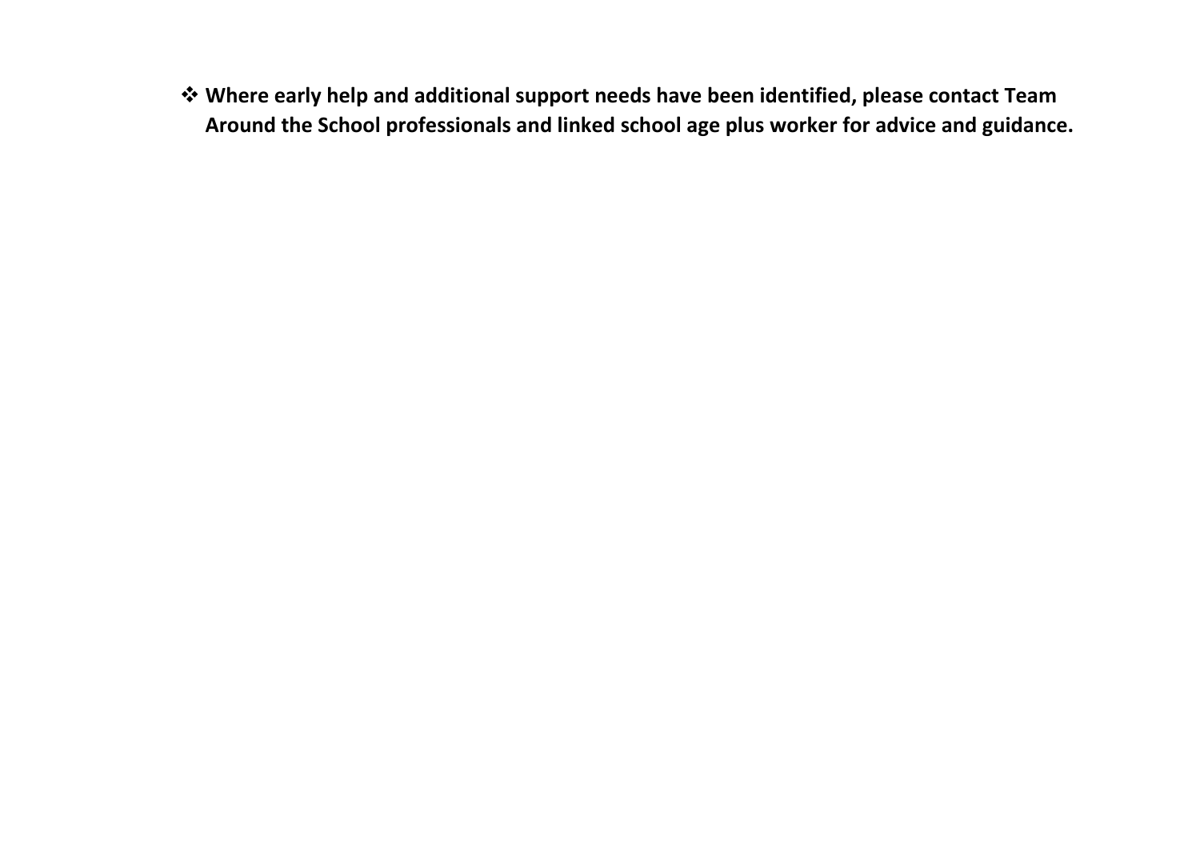- **Where early help and additional support needs have been identified, please contact Team Around the School professionals and linked school age plus worker for advice and guidance.**